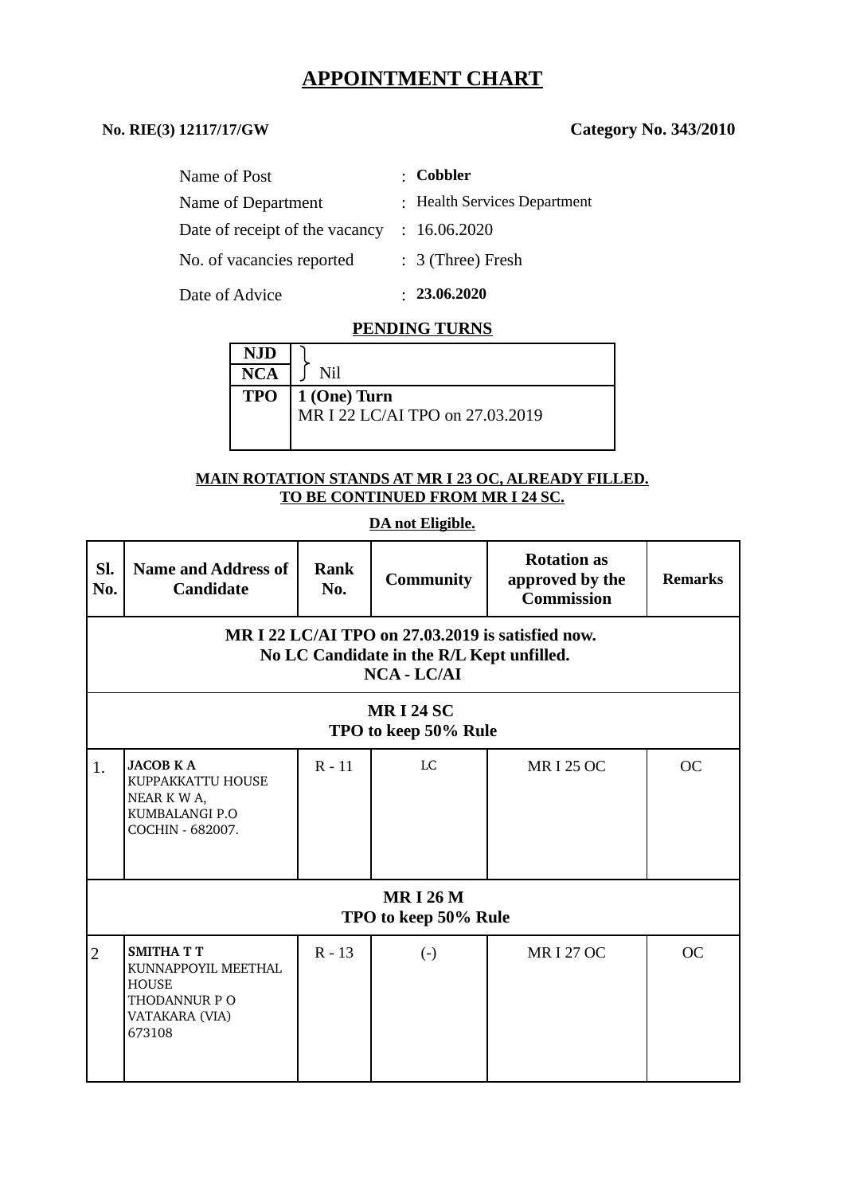# APPOINTMENT CHART

**No. RIE(3) 12117/17/GW** **Category No. 343/2010**

| | | |
|---|---|---|
| Name of Post | : | **Cobbler** |
| Name of Department | : | Health Services Department |
| Date of receipt of the vacancy | : | 16.06.2020 |
| No. of vacancies reported | : | 3 (Three) Fresh |
| Date of Advice | : | **23.06.2020** |

**PENDING TURNS**

| | |
|---|---|
| **NJD** | Nil |
| **NCA** | |
| **TPO** | **1 (One) Turn** MR I 22 LC/AI TPO on 27.03.2019 |

**MAIN ROTATION STANDS AT MR I 23 OC, ALREADY FILLED.**
**TO BE CONTINUED FROM MR I 24 SC.**

**DA not Eligible.**

| Sl. No. | Name and Address of Candidate | Rank No. | Community | Rotation as approved by the Commission | Remarks |
|---|---|---|---|---|---|
| **MR I 22 LC/AI TPO on 27.03.2019 is satisfied now. No LC Candidate in the R/L Kept unfilled. NCA - LC/AI** | | | | | |
| **MR I 24 SC TPO to keep 50% Rule** | | | | | |
| 1. | **JACOB K A** KUPPAKKATTU HOUSE NEAR K W A, KUMBALANGI P.O COCHIN - 682007. | R - 11 | LC | MR I 25 OC | OC |
| **MR I 26 M TPO to keep 50% Rule** | | | | | |
| 2 | **SMITHA T T** KUNNAPPOYIL MEETHAL HOUSE THODANNUR P O VATAKARA (VIA) 673108 | R - 13 | (-) | MR I 27 OC | OC |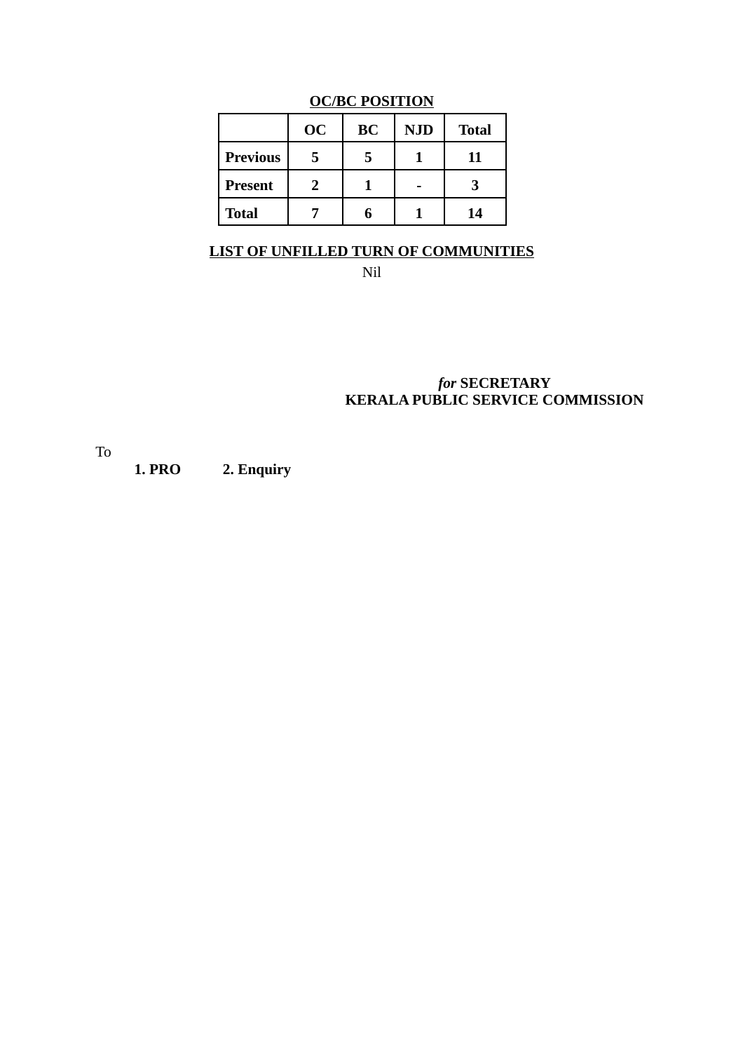**OC/BC POSITION**

| | OC | BC | NJD | Total |
|---|---|---|---|---|
| **Previous** | **5** | **5** | **1** | **11** |
| **Present** | **2** | **1** | **-** | **3** |
| **Total** | **7** | **6** | **1** | **14** |

**LIST OF UNFILLED TURN OF COMMUNITIES**

Nil

***for*** **SECRETARY**
**KERALA PUBLIC SERVICE COMMISSION**

To

**1. PRO**  **2. Enquiry**